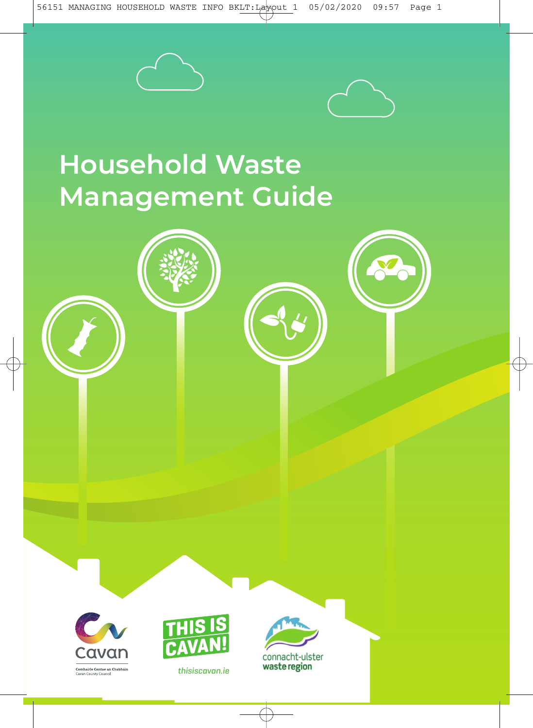# Household Waste Management Guide

Comhairle Contae an Chabháin
Cavan County Council

THIS IS CAVAN!

thisiscavan.ie

connacht-ulster waste region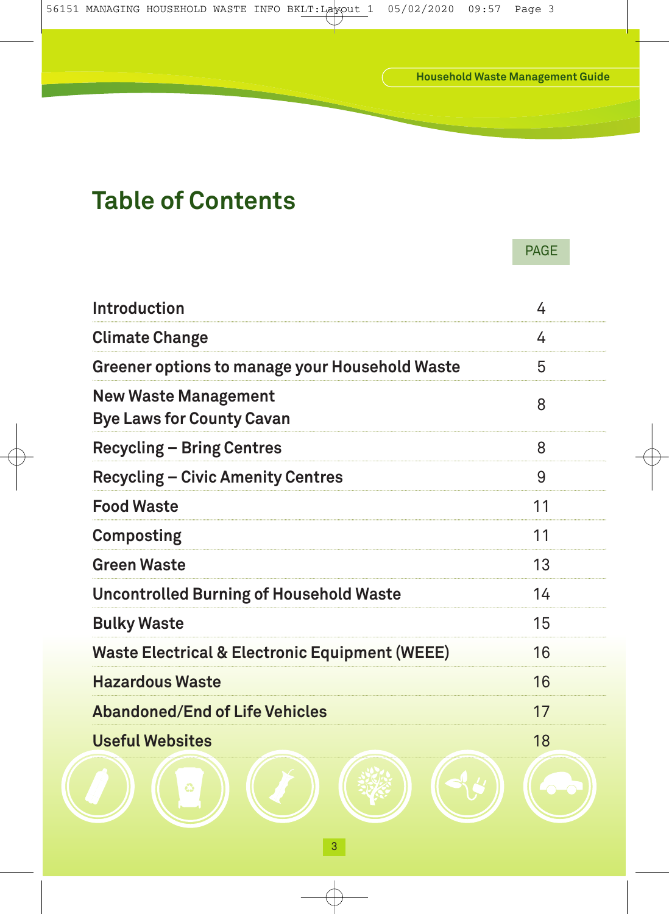# Table of Contents

| | PAGE |
|---|---|
| **Introduction** | 4 |
| **Climate Change** | 4 |
| **Greener options to manage your Household Waste** | 5 |
| **New Waste Management Bye Laws for County Cavan** | 8 |
| **Recycling – Bring Centres** | 8 |
| **Recycling – Civic Amenity Centres** | 9 |
| **Food Waste** | 11 |
| **Composting** | 11 |
| **Green Waste** | 13 |
| **Uncontrolled Burning of Household Waste** | 14 |
| **Bulky Waste** | 15 |
| **Waste Electrical & Electronic Equipment (WEEE)** | 16 |
| **Hazardous Waste** | 16 |
| **Abandoned/End of Life Vehicles** | 17 |
| **Useful Websites** | 18 |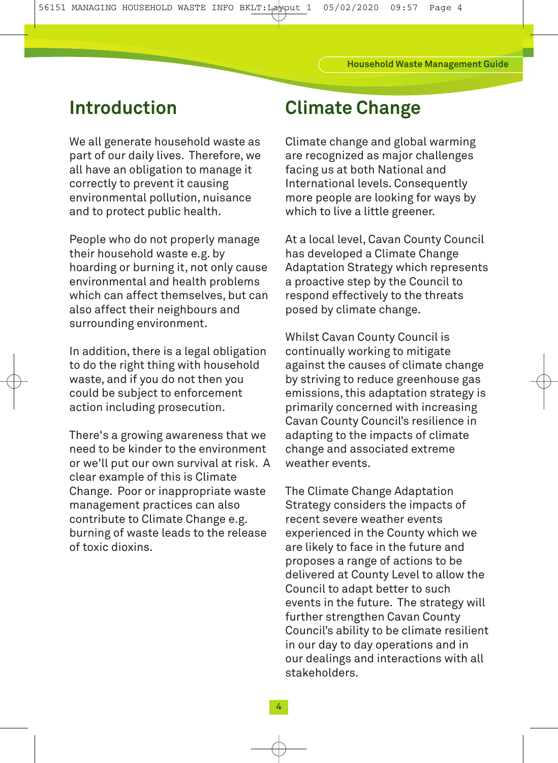## Introduction

We all generate household waste as part of our daily lives. Therefore, we all have an obligation to manage it correctly to prevent it causing environmental pollution, nuisance and to protect public health.

People who do not properly manage their household waste e.g. by hoarding or burning it, not only cause environmental and health problems which can affect themselves, but can also affect their neighbours and surrounding environment.

In addition, there is a legal obligation to do the right thing with household waste, and if you do not then you could be subject to enforcement action including prosecution.

There's a growing awareness that we need to be kinder to the environment or we'll put our own survival at risk. A clear example of this is Climate Change. Poor or inappropriate waste management practices can also contribute to Climate Change e.g. burning of waste leads to the release of toxic dioxins.

## Climate Change

Climate change and global warming are recognized as major challenges facing us at both National and International levels. Consequently more people are looking for ways by which to live a little greener.

At a local level, Cavan County Council has developed a Climate Change Adaptation Strategy which represents a proactive step by the Council to respond effectively to the threats posed by climate change.

Whilst Cavan County Council is continually working to mitigate against the causes of climate change by striving to reduce greenhouse gas emissions, this adaptation strategy is primarily concerned with increasing Cavan County Council's resilience in adapting to the impacts of climate change and associated extreme weather events.

The Climate Change Adaptation Strategy considers the impacts of recent severe weather events experienced in the County which we are likely to face in the future and proposes a range of actions to be delivered at County Level to allow the Council to adapt better to such events in the future. The strategy will further strengthen Cavan County Council's ability to be climate resilient in our day to day operations and in our dealings and interactions with all stakeholders.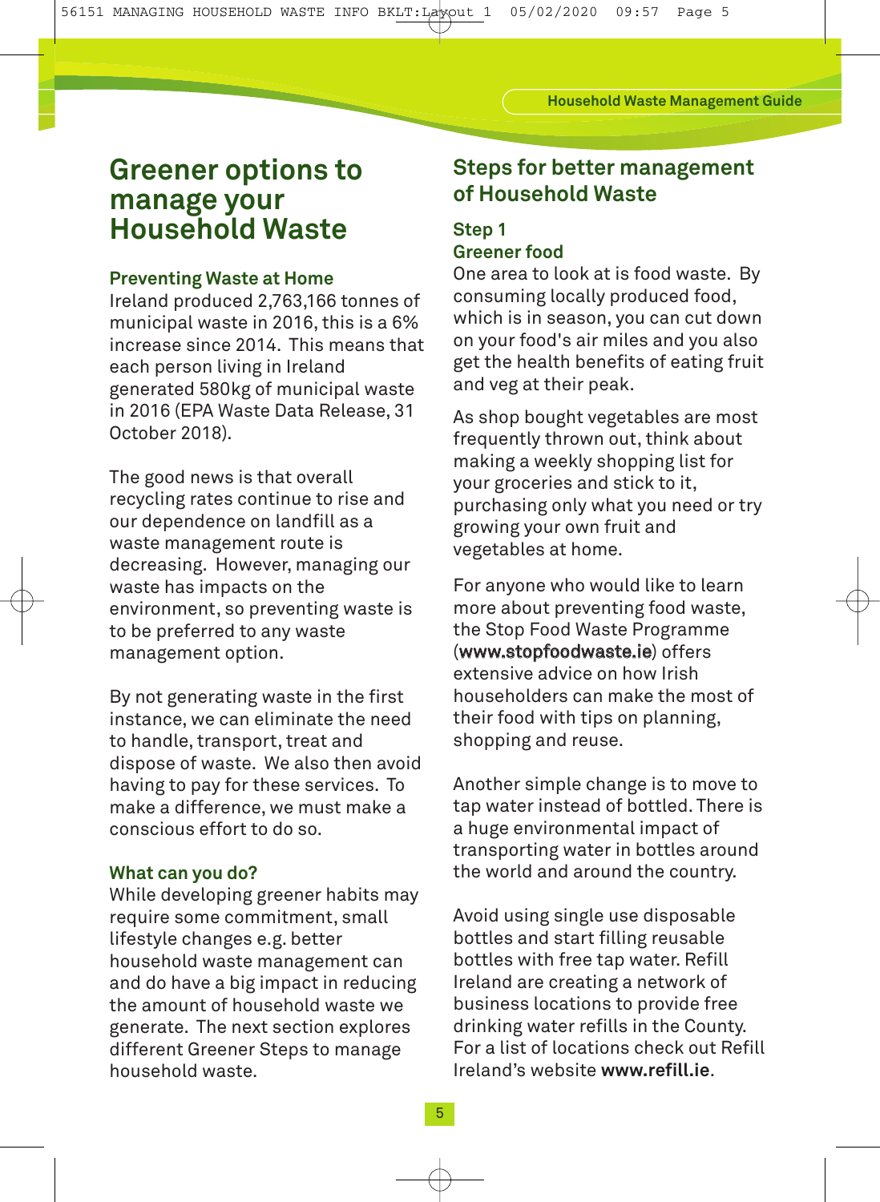## Greener options to manage your Household Waste

### Preventing Waste at Home

Ireland produced 2,763,166 tonnes of municipal waste in 2016, this is a 6% increase since 2014. This means that each person living in Ireland generated 580kg of municipal waste in 2016 (EPA Waste Data Release, 31 October 2018).

The good news is that overall recycling rates continue to rise and our dependence on landfill as a waste management route is decreasing. However, managing our waste has impacts on the environment, so preventing waste is to be preferred to any waste management option.

By not generating waste in the first instance, we can eliminate the need to handle, transport, treat and dispose of waste. We also then avoid having to pay for these services. To make a difference, we must make a conscious effort to do so.

### What can you do?

While developing greener habits may require some commitment, small lifestyle changes e.g. better household waste management can and do have a big impact in reducing the amount of household waste we generate. The next section explores different Greener Steps to manage household waste.

## Steps for better management of Household Waste

### Step 1
### Greener food

One area to look at is food waste. By consuming locally produced food, which is in season, you can cut down on your food's air miles and you also get the health benefits of eating fruit and veg at their peak.

As shop bought vegetables are most frequently thrown out, think about making a weekly shopping list for your groceries and stick to it, purchasing only what you need or try growing your own fruit and vegetables at home.

For anyone who would like to learn more about preventing food waste, the Stop Food Waste Programme (**www.stopfoodwaste.ie**) offers extensive advice on how Irish householders can make the most of their food with tips on planning, shopping and reuse.

Another simple change is to move to tap water instead of bottled. There is a huge environmental impact of transporting water in bottles around the world and around the country.

Avoid using single use disposable bottles and start filling reusable bottles with free tap water. Refill Ireland are creating a network of business locations to provide free drinking water refills in the County. For a list of locations check out Refill Ireland's website **www.refill.ie**.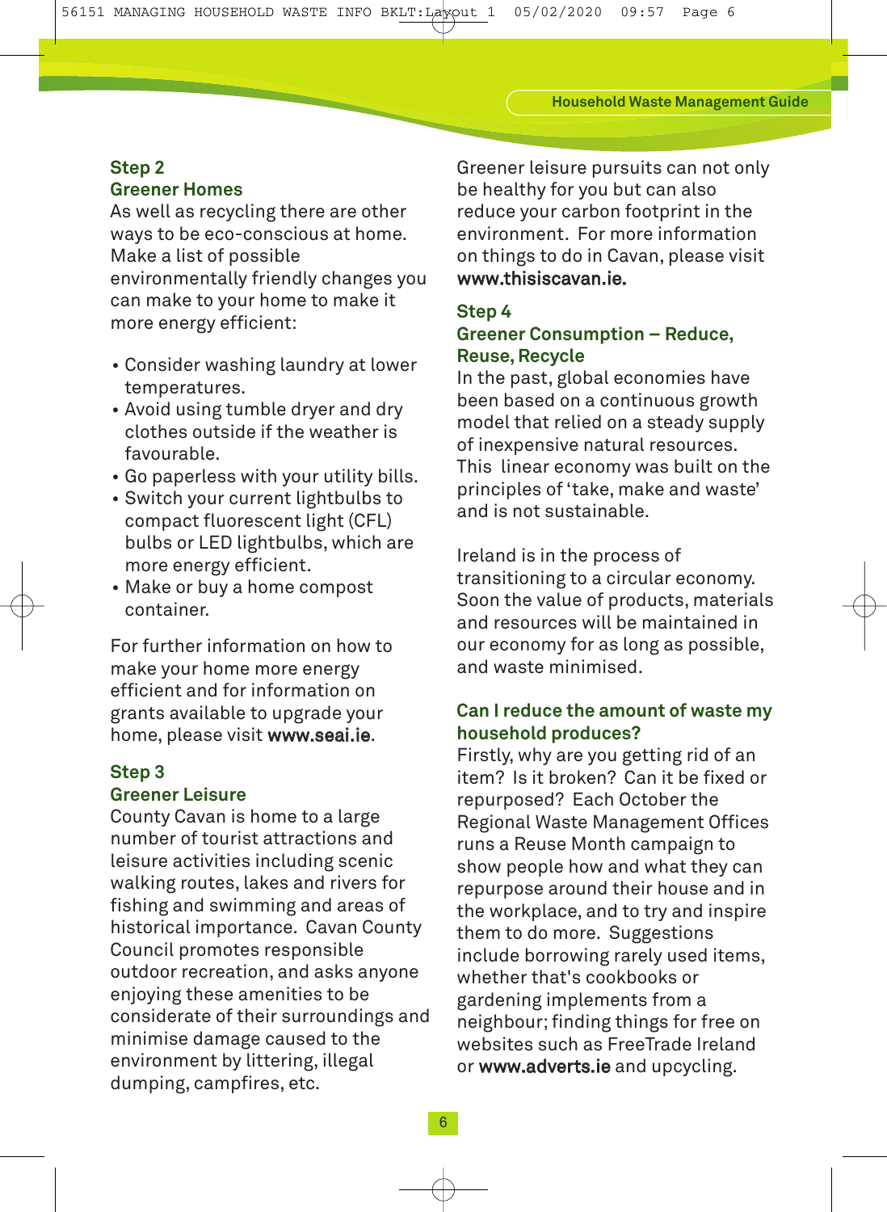## Step 2

## Greener Homes

As well as recycling there are other ways to be eco-conscious at home. Make a list of possible environmentally friendly changes you can make to your home to make it more energy efficient:

- Consider washing laundry at lower temperatures.
- Avoid using tumble dryer and dry clothes outside if the weather is favourable.
- Go paperless with your utility bills.
- Switch your current lightbulbs to compact fluorescent light (CFL) bulbs or LED lightbulbs, which are more energy efficient.
- Make or buy a home compost container.

For further information on how to make your home more energy efficient and for information on grants available to upgrade your home, please visit **www.seai.ie**.

## Step 3

## Greener Leisure

County Cavan is home to a large number of tourist attractions and leisure activities including scenic walking routes, lakes and rivers for fishing and swimming and areas of historical importance. Cavan County Council promotes responsible outdoor recreation, and asks anyone enjoying these amenities to be considerate of their surroundings and minimise damage caused to the environment by littering, illegal dumping, campfires, etc.

Greener leisure pursuits can not only be healthy for you but can also reduce your carbon footprint in the environment. For more information on things to do in Cavan, please visit **www.thisiscavan.ie.**

## Step 4

## Greener Consumption – Reduce, Reuse, Recycle

In the past, global economies have been based on a continuous growth model that relied on a steady supply of inexpensive natural resources. This linear economy was built on the principles of 'take, make and waste' and is not sustainable.

Ireland is in the process of transitioning to a circular economy. Soon the value of products, materials and resources will be maintained in our economy for as long as possible, and waste minimised.

### Can I reduce the amount of waste my household produces?

Firstly, why are you getting rid of an item? Is it broken? Can it be fixed or repurposed? Each October the Regional Waste Management Offices runs a Reuse Month campaign to show people how and what they can repurpose around their house and in the workplace, and to try and inspire them to do more. Suggestions include borrowing rarely used items, whether that's cookbooks or gardening implements from a neighbour; finding things for free on websites such as FreeTrade Ireland or **www.adverts.ie** and upcycling.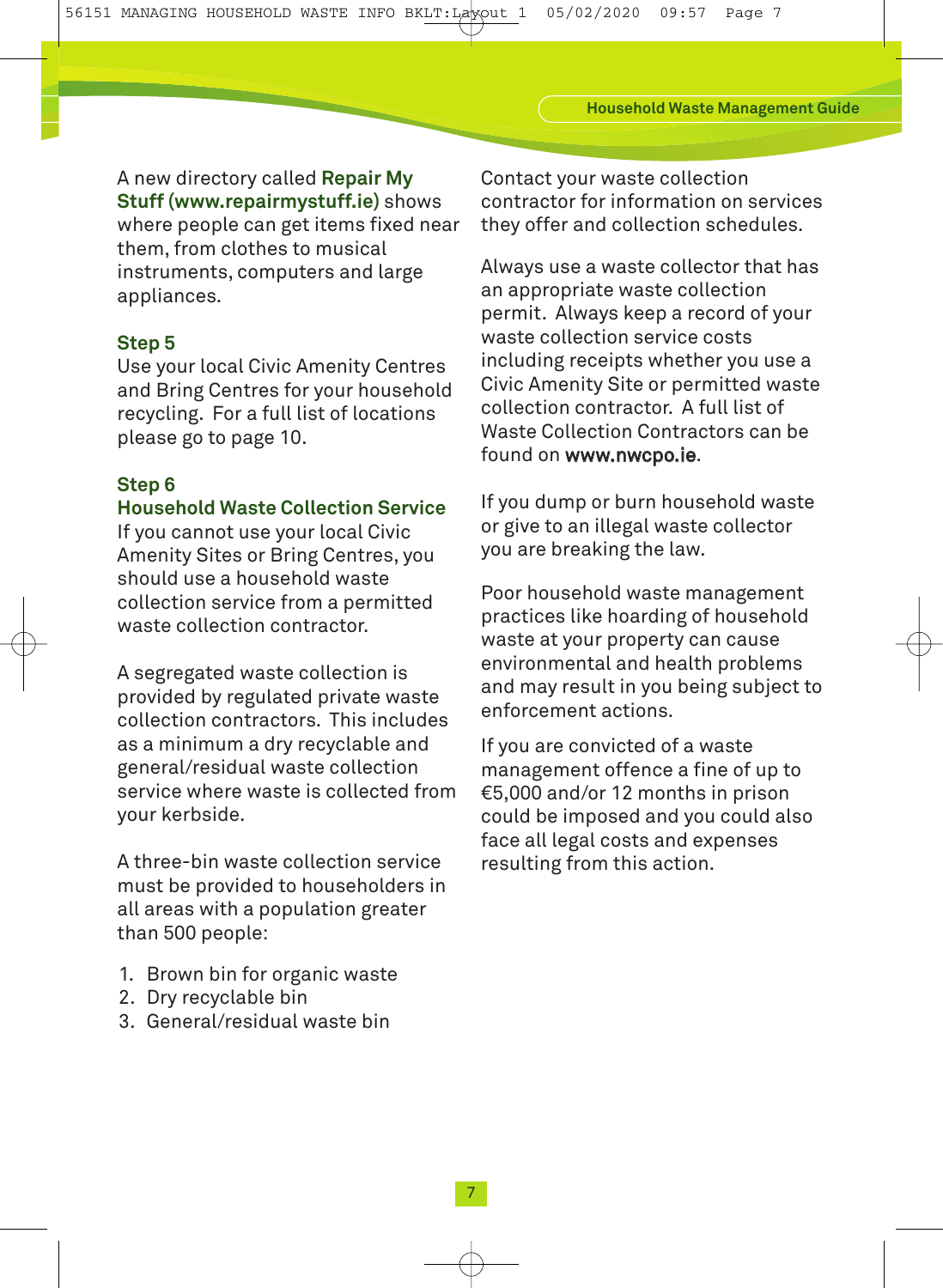A new directory called **Repair My Stuff (www.repairmystuff.ie)** shows where people can get items fixed near them, from clothes to musical instruments, computers and large appliances.

### Step 5

Use your local Civic Amenity Centres and Bring Centres for your household recycling. For a full list of locations please go to page 10.

### Step 6

### Household Waste Collection Service

If you cannot use your local Civic Amenity Sites or Bring Centres, you should use a household waste collection service from a permitted waste collection contractor.

A segregated waste collection is provided by regulated private waste collection contractors. This includes as a minimum a dry recyclable and general/residual waste collection service where waste is collected from your kerbside.

A three-bin waste collection service must be provided to householders in all areas with a population greater than 500 people:

1. Brown bin for organic waste
2. Dry recyclable bin
3. General/residual waste bin

Contact your waste collection contractor for information on services they offer and collection schedules.

Always use a waste collector that has an appropriate waste collection permit. Always keep a record of your waste collection service costs including receipts whether you use a Civic Amenity Site or permitted waste collection contractor. A full list of Waste Collection Contractors can be found on **www.nwcpo.ie**.

If you dump or burn household waste or give to an illegal waste collector you are breaking the law.

Poor household waste management practices like hoarding of household waste at your property can cause environmental and health problems and may result in you being subject to enforcement actions.

If you are convicted of a waste management offence a fine of up to €5,000 and/or 12 months in prison could be imposed and you could also face all legal costs and expenses resulting from this action.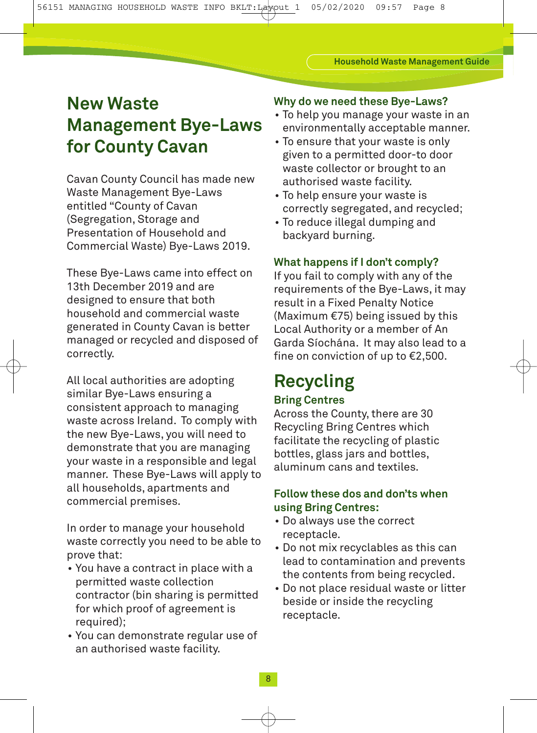# New Waste Management Bye-Laws for County Cavan

Cavan County Council has made new Waste Management Bye-Laws entitled "County of Cavan (Segregation, Storage and Presentation of Household and Commercial Waste) Bye-Laws 2019.

These Bye-Laws came into effect on 13th December 2019 and are designed to ensure that both household and commercial waste generated in County Cavan is better managed or recycled and disposed of correctly.

All local authorities are adopting similar Bye-Laws ensuring a consistent approach to managing waste across Ireland. To comply with the new Bye-Laws, you will need to demonstrate that you are managing your waste in a responsible and legal manner. These Bye-Laws will apply to all households, apartments and commercial premises.

In order to manage your household waste correctly you need to be able to prove that:

- You have a contract in place with a permitted waste collection contractor (bin sharing is permitted for which proof of agreement is required);
- You can demonstrate regular use of an authorised waste facility.

### Why do we need these Bye-Laws?

- To help you manage your waste in an environmentally acceptable manner.
- To ensure that your waste is only given to a permitted door-to door waste collector or brought to an authorised waste facility.
- To help ensure your waste is correctly segregated, and recycled;
- To reduce illegal dumping and backyard burning.

### What happens if I don't comply?

If you fail to comply with any of the requirements of the Bye-Laws, it may result in a Fixed Penalty Notice (Maximum €75) being issued by this Local Authority or a member of An Garda Síochána. It may also lead to a fine on conviction of up to €2,500.

# Recycling

### Bring Centres

Across the County, there are 30 Recycling Bring Centres which facilitate the recycling of plastic bottles, glass jars and bottles, aluminum cans and textiles.

### Follow these dos and don'ts when using Bring Centres:

- Do always use the correct receptacle.
- Do not mix recyclables as this can lead to contamination and prevents the contents from being recycled.
- Do not place residual waste or litter beside or inside the recycling receptacle.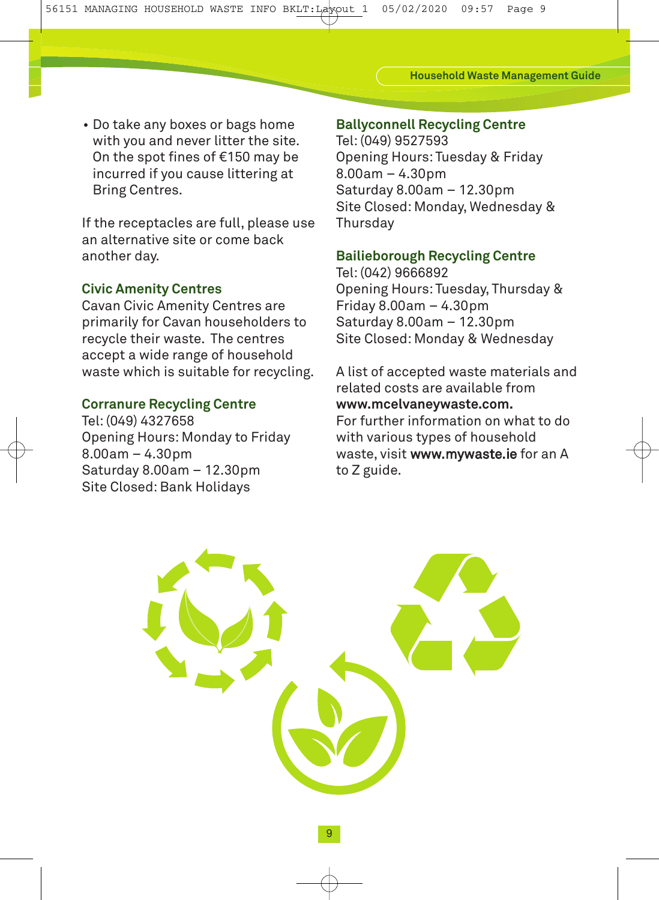- Do take any boxes or bags home with you and never litter the site. On the spot fines of €150 may be incurred if you cause littering at Bring Centres.

If the receptacles are full, please use an alternative site or come back another day.

### Civic Amenity Centres

Cavan Civic Amenity Centres are primarily for Cavan householders to recycle their waste. The centres accept a wide range of household waste which is suitable for recycling.

### Corranure Recycling Centre

Tel: (049) 4327658
Opening Hours: Monday to Friday 8.00am – 4.30pm
Saturday 8.00am – 12.30pm
Site Closed: Bank Holidays

### Ballyconnell Recycling Centre

Tel: (049) 9527593
Opening Hours: Tuesday & Friday 8.00am – 4.30pm
Saturday 8.00am – 12.30pm
Site Closed: Monday, Wednesday & Thursday

### Bailieborough Recycling Centre

Tel: (042) 9666892
Opening Hours: Tuesday, Thursday & Friday 8.00am – 4.30pm
Saturday 8.00am – 12.30pm
Site Closed: Monday & Wednesday

A list of accepted waste materials and related costs are available from **www.mcelvaneywaste.com.**
For further information on what to do with various types of household waste, visit **www.mywaste.ie** for an A to Z guide.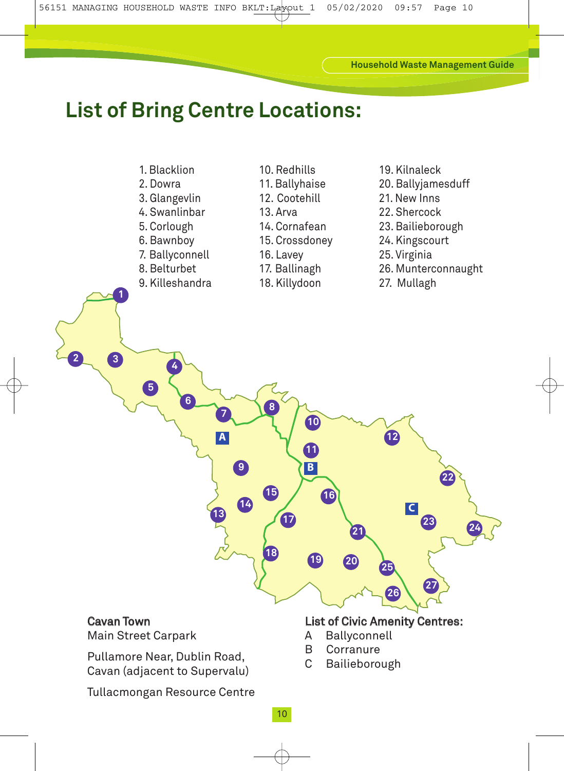## List of Bring Centre Locations:

1. Blacklion
2. Dowra
3. Glangevlin
4. Swanlinbar
5. Corlough
6. Bawnboy
7. Ballyconnell
8. Belturbet
9. Killeshandra
10. Redhills
11. Ballyhaise
12. Cootehill
13. Arva
14. Cornafean
15. Crossdoney
16. Lavey
17. Ballinagh
18. Killydoon
19. Kilnaleck
20. Ballyjamesduff
21. New Inns
22. Shercock
23. Bailieborough
24. Kingscourt
25. Virginia
26. Munterconnaught
27. Mullagh

**Cavan Town**

Main Street Carpark

Pullamore Near, Dublin Road, Cavan (adjacent to Supervalu)

Tullacmongan Resource Centre

**List of Civic Amenity Centres:**

A Ballyconnell
B Corranure
C Bailieborough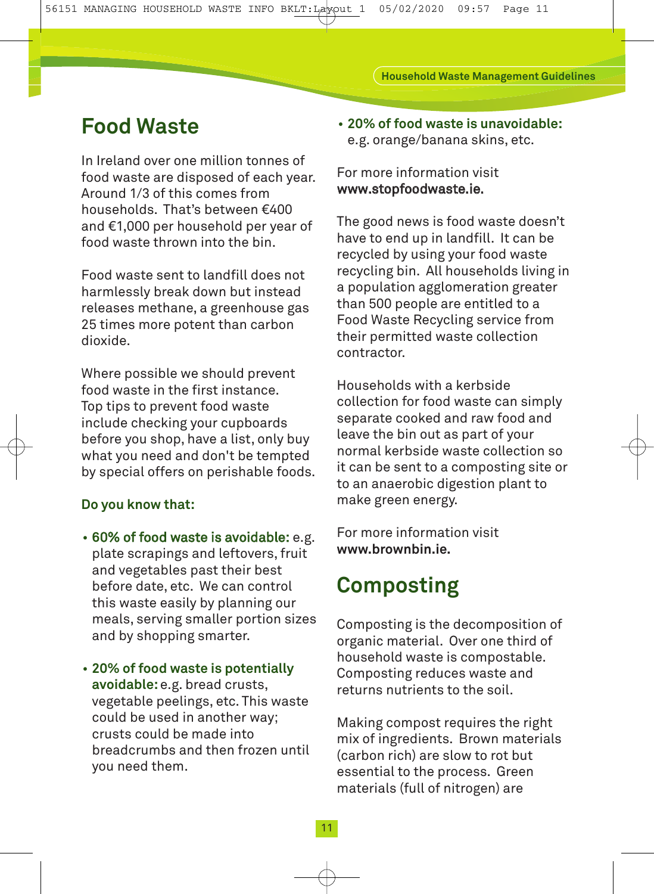## Food Waste

In Ireland over one million tonnes of food waste are disposed of each year. Around 1/3 of this comes from households. That's between €400 and €1,000 per household per year of food waste thrown into the bin.

Food waste sent to landfill does not harmlessly break down but instead releases methane, a greenhouse gas 25 times more potent than carbon dioxide.

Where possible we should prevent food waste in the first instance. Top tips to prevent food waste include checking your cupboards before you shop, have a list, only buy what you need and don't be tempted by special offers on perishable foods.

**Do you know that:**

- **60% of food waste is avoidable:** e.g. plate scrapings and leftovers, fruit and vegetables past their best before date, etc. We can control this waste easily by planning our meals, serving smaller portion sizes and by shopping smarter.
- **20% of food waste is potentially avoidable:** e.g. bread crusts, vegetable peelings, etc. This waste could be used in another way; crusts could be made into breadcrumbs and then frozen until you need them.
- **20% of food waste is unavoidable:** e.g. orange/banana skins, etc.

For more information visit **www.stopfoodwaste.ie.**

The good news is food waste doesn't have to end up in landfill. It can be recycled by using your food waste recycling bin. All households living in a population agglomeration greater than 500 people are entitled to a Food Waste Recycling service from their permitted waste collection contractor.

Households with a kerbside collection for food waste can simply separate cooked and raw food and leave the bin out as part of your normal kerbside waste collection so it can be sent to a composting site or to an anaerobic digestion plant to make green energy.

For more information visit **www.brownbin.ie.**

## Composting

Composting is the decomposition of organic material. Over one third of household waste is compostable. Composting reduces waste and returns nutrients to the soil.

Making compost requires the right mix of ingredients. Brown materials (carbon rich) are slow to rot but essential to the process. Green materials (full of nitrogen) are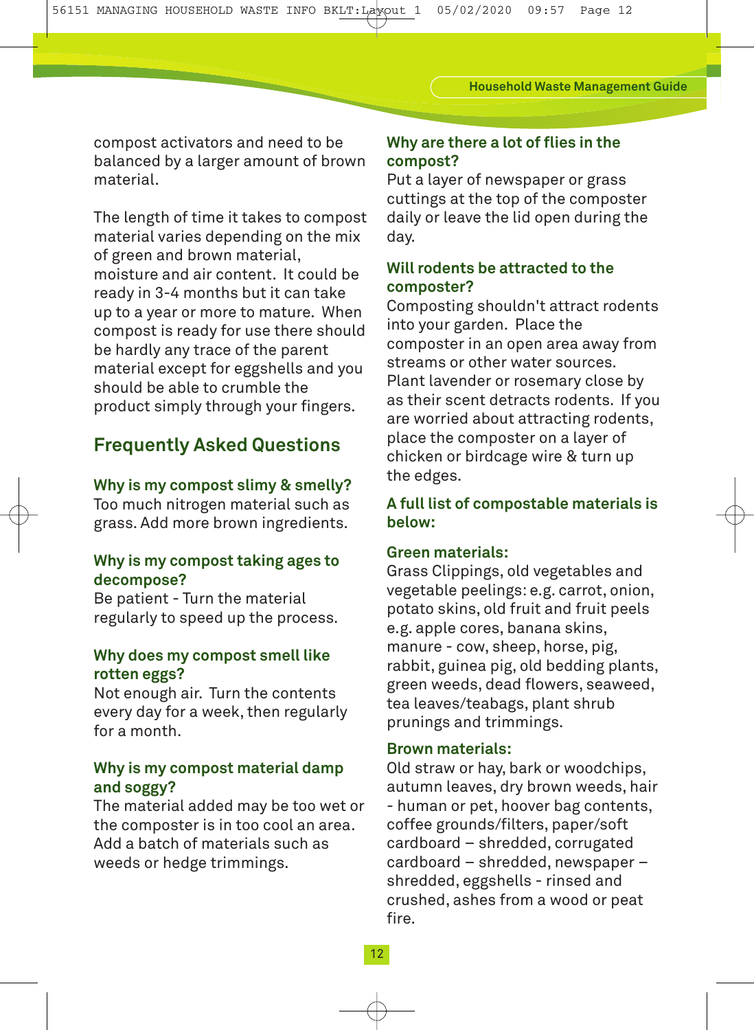compost activators and need to be balanced by a larger amount of brown material.

The length of time it takes to compost material varies depending on the mix of green and brown material, moisture and air content. It could be ready in 3-4 months but it can take up to a year or more to mature. When compost is ready for use there should be hardly any trace of the parent material except for eggshells and you should be able to crumble the product simply through your fingers.

## Frequently Asked Questions

### Why is my compost slimy & smelly?

Too much nitrogen material such as grass. Add more brown ingredients.

### Why is my compost taking ages to decompose?

Be patient - Turn the material regularly to speed up the process.

### Why does my compost smell like rotten eggs?

Not enough air. Turn the contents every day for a week, then regularly for a month.

### Why is my compost material damp and soggy?

The material added may be too wet or the composter is in too cool an area. Add a batch of materials such as weeds or hedge trimmings.

### Why are there a lot of flies in the compost?

Put a layer of newspaper or grass cuttings at the top of the composter daily or leave the lid open during the day.

### Will rodents be attracted to the composter?

Composting shouldn't attract rodents into your garden. Place the composter in an open area away from streams or other water sources. Plant lavender or rosemary close by as their scent detracts rodents. If you are worried about attracting rodents, place the composter on a layer of chicken or birdcage wire & turn up the edges.

### A full list of compostable materials is below:

**Green materials:**

Grass Clippings, old vegetables and vegetable peelings: e.g. carrot, onion, potato skins, old fruit and fruit peels e.g. apple cores, banana skins, manure - cow, sheep, horse, pig, rabbit, guinea pig, old bedding plants, green weeds, dead flowers, seaweed, tea leaves/teabags, plant shrub prunings and trimmings.

**Brown materials:**

Old straw or hay, bark or woodchips, autumn leaves, dry brown weeds, hair - human or pet, hoover bag contents, coffee grounds/filters, paper/soft cardboard – shredded, corrugated cardboard – shredded, newspaper – shredded, eggshells - rinsed and crushed, ashes from a wood or peat fire.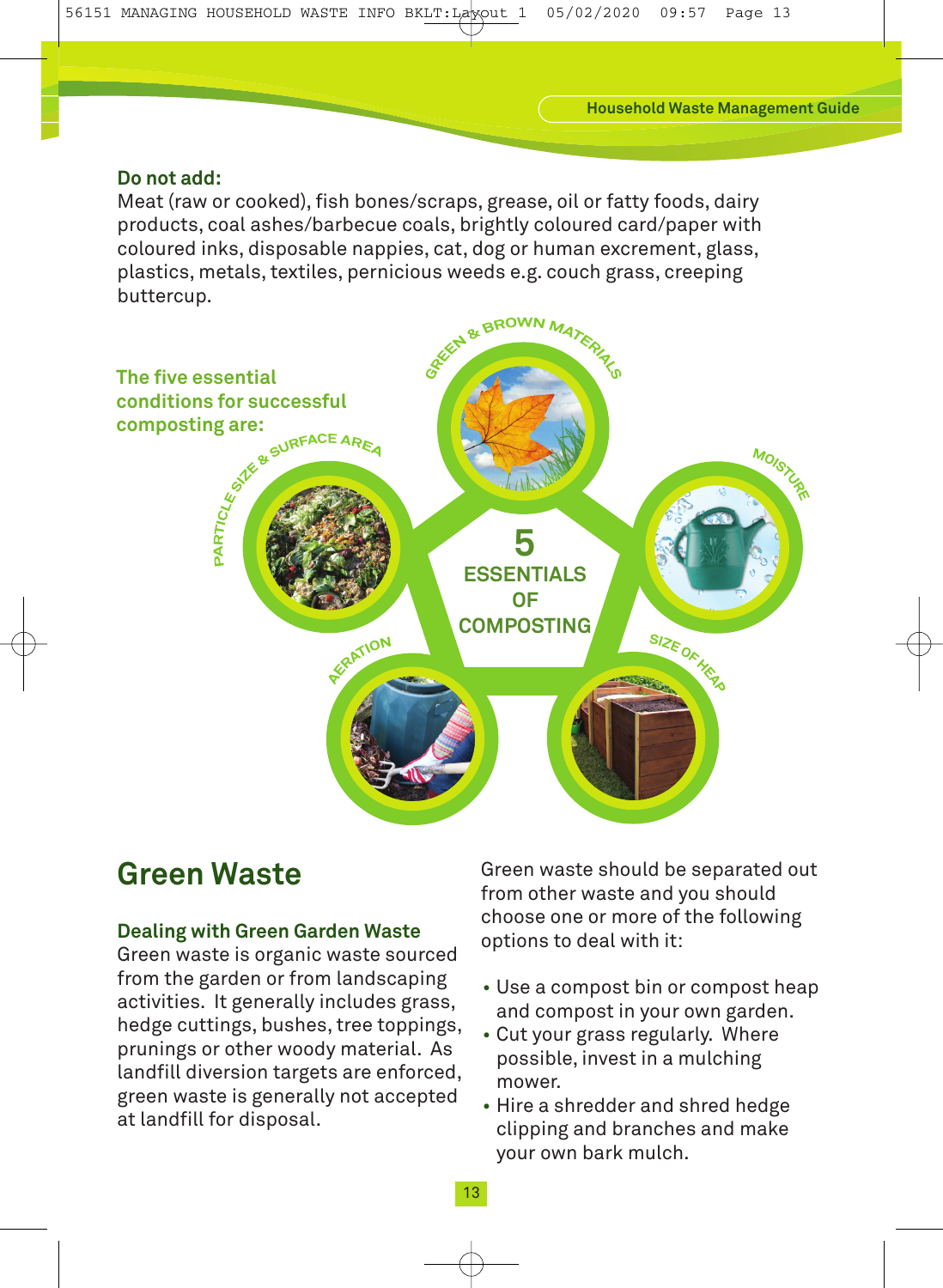**Do not add:**
Meat (raw or cooked), fish bones/scraps, grease, oil or fatty foods, dairy products, coal ashes/barbecue coals, brightly coloured card/paper with coloured inks, disposable nappies, cat, dog or human excrement, glass, plastics, metals, textiles, pernicious weeds e.g. couch grass, creeping buttercup.

**The five essential conditions for successful composting are:**

5 ESSENTIALS OF COMPOSTING

- Green & Brown Materials
- Moisture
- Size of Heap
- Aeration
- Particle Size & Surface Area

## Green Waste

### Dealing with Green Garden Waste

Green waste is organic waste sourced from the garden or from landscaping activities. It generally includes grass, hedge cuttings, bushes, tree toppings, prunings or other woody material. As landfill diversion targets are enforced, green waste is generally not accepted at landfill for disposal.

Green waste should be separated out from other waste and you should choose one or more of the following options to deal with it:

- Use a compost bin or compost heap and compost in your own garden.
- Cut your grass regularly. Where possible, invest in a mulching mower.
- Hire a shredder and shred hedge clipping and branches and make your own bark mulch.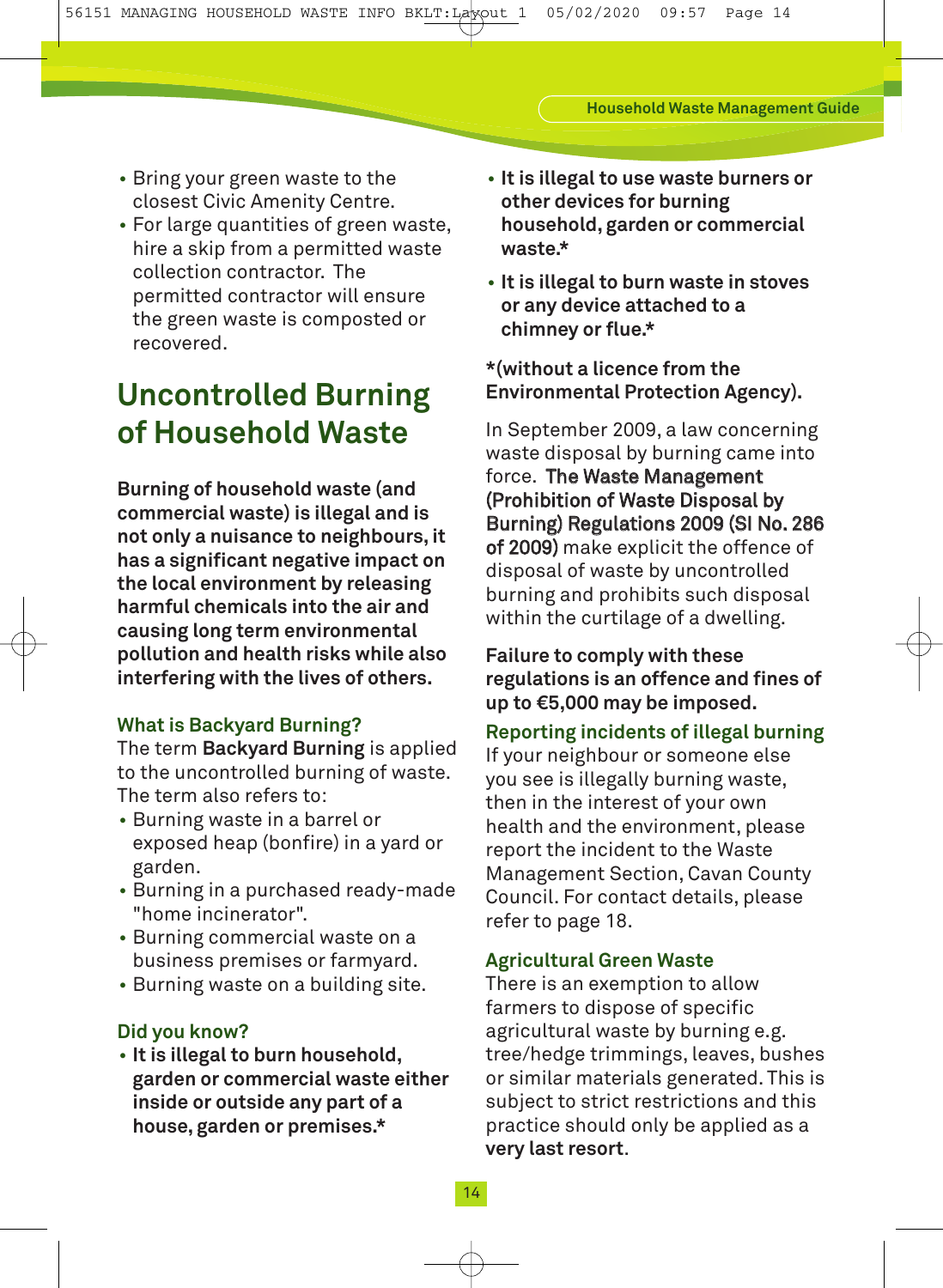- Bring your green waste to the closest Civic Amenity Centre.
- For large quantities of green waste, hire a skip from a permitted waste collection contractor. The permitted contractor will ensure the green waste is composted or recovered.

## Uncontrolled Burning of Household Waste

**Burning of household waste (and commercial waste) is illegal and is not only a nuisance to neighbours, it has a significant negative impact on the local environment by releasing harmful chemicals into the air and causing long term environmental pollution and health risks while also interfering with the lives of others.**

### What is Backyard Burning?

The term **Backyard Burning** is applied to the uncontrolled burning of waste. The term also refers to:

- Burning waste in a barrel or exposed heap (bonfire) in a yard or garden.
- Burning in a purchased ready-made "home incinerator".
- Burning commercial waste on a business premises or farmyard.
- Burning waste on a building site.

### Did you know?

- **It is illegal to burn household, garden or commercial waste either inside or outside any part of a house, garden or premises.***
- **It is illegal to use waste burners or other devices for burning household, garden or commercial waste.***
- **It is illegal to burn waste in stoves or any device attached to a chimney or flue.***

***(without a licence from the Environmental Protection Agency).**

In September 2009, a law concerning waste disposal by burning came into force. The Waste Management (Prohibition of Waste Disposal by Burning) Regulations 2009 (SI No. 286 of 2009) make explicit the offence of disposal of waste by uncontrolled burning and prohibits such disposal within the curtilage of a dwelling.

**Failure to comply with these regulations is an offence and fines of up to €5,000 may be imposed.**

### Reporting incidents of illegal burning

If your neighbour or someone else you see is illegally burning waste, then in the interest of your own health and the environment, please report the incident to the Waste Management Section, Cavan County Council. For contact details, please refer to page 18.

### Agricultural Green Waste

There is an exemption to allow farmers to dispose of specific agricultural waste by burning e.g. tree/hedge trimmings, leaves, bushes or similar materials generated. This is subject to strict restrictions and this practice should only be applied as a **very last resort**.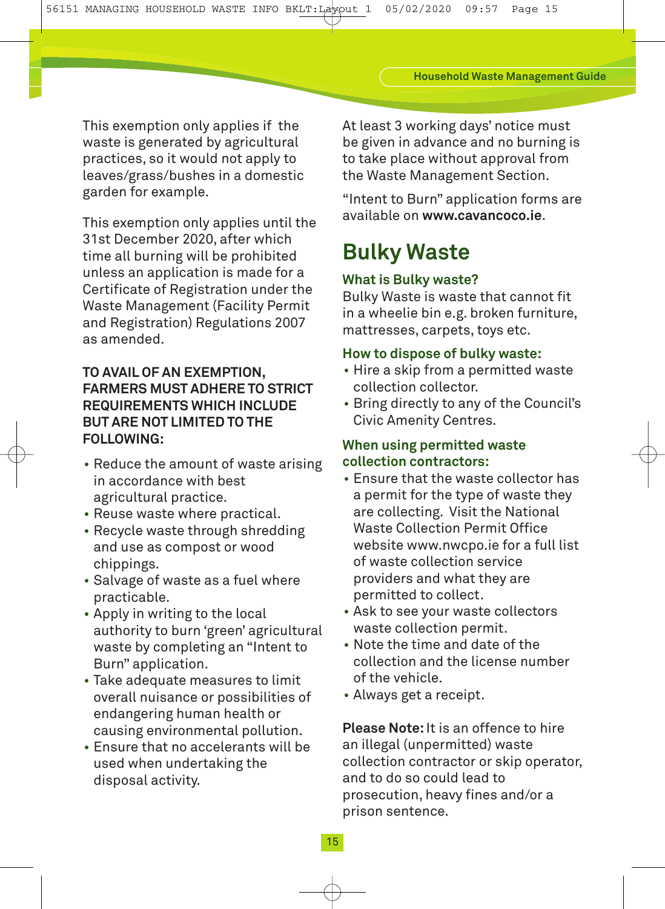This exemption only applies if the waste is generated by agricultural practices, so it would not apply to leaves/grass/bushes in a domestic garden for example.

This exemption only applies until the 31st December 2020, after which time all burning will be prohibited unless an application is made for a Certificate of Registration under the Waste Management (Facility Permit and Registration) Regulations 2007 as amended.

**TO AVAIL OF AN EXEMPTION, FARMERS MUST ADHERE TO STRICT REQUIREMENTS WHICH INCLUDE BUT ARE NOT LIMITED TO THE FOLLOWING:**

- Reduce the amount of waste arising in accordance with best agricultural practice.
- Reuse waste where practical.
- Recycle waste through shredding and use as compost or wood chippings.
- Salvage of waste as a fuel where practicable.
- Apply in writing to the local authority to burn 'green' agricultural waste by completing an "Intent to Burn" application.
- Take adequate measures to limit overall nuisance or possibilities of endangering human health or causing environmental pollution.
- Ensure that no accelerants will be used when undertaking the disposal activity.

At least 3 working days' notice must be given in advance and no burning is to take place without approval from the Waste Management Section.

"Intent to Burn" application forms are available on **www.cavancoco.ie**.

# Bulky Waste

### What is Bulky waste?

Bulky Waste is waste that cannot fit in a wheelie bin e.g. broken furniture, mattresses, carpets, toys etc.

### How to dispose of bulky waste:

- Hire a skip from a permitted waste collection collector.
- Bring directly to any of the Council's Civic Amenity Centres.

### When using permitted waste collection contractors:

- Ensure that the waste collector has a permit for the type of waste they are collecting. Visit the National Waste Collection Permit Office website www.nwcpo.ie for a full list of waste collection service providers and what they are permitted to collect.
- Ask to see your waste collectors waste collection permit.
- Note the time and date of the collection and the license number of the vehicle.
- Always get a receipt.

**Please Note:** It is an offence to hire an illegal (unpermitted) waste collection contractor or skip operator, and to do so could lead to prosecution, heavy fines and/or a prison sentence.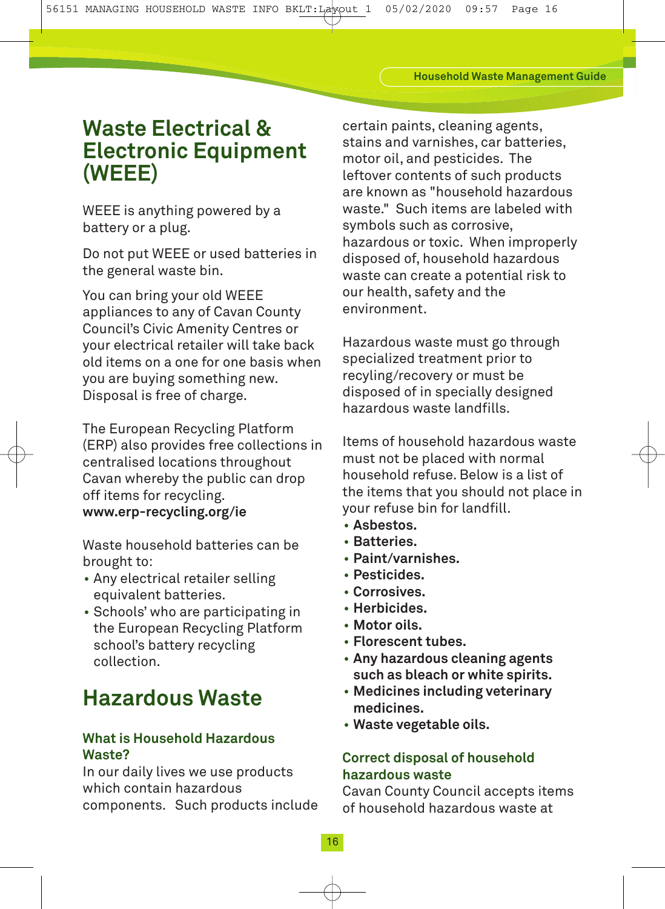## Waste Electrical & Electronic Equipment (WEEE)

WEEE is anything powered by a battery or a plug.

Do not put WEEE or used batteries in the general waste bin.

You can bring your old WEEE appliances to any of Cavan County Council's Civic Amenity Centres or your electrical retailer will take back old items on a one for one basis when you are buying something new. Disposal is free of charge.

The European Recycling Platform (ERP) also provides free collections in centralised locations throughout Cavan whereby the public can drop off items for recycling. **www.erp-recycling.org/ie**

Waste household batteries can be brought to:

- Any electrical retailer selling equivalent batteries.
- Schools' who are participating in the European Recycling Platform school's battery recycling collection.

## Hazardous Waste

### What is Household Hazardous Waste?

In our daily lives we use products which contain hazardous components. Such products include certain paints, cleaning agents, stains and varnishes, car batteries, motor oil, and pesticides. The leftover contents of such products are known as "household hazardous waste." Such items are labeled with symbols such as corrosive, hazardous or toxic. When improperly disposed of, household hazardous waste can create a potential risk to our health, safety and the environment.

Hazardous waste must go through specialized treatment prior to recyling/recovery or must be disposed of in specially designed hazardous waste landfills.

Items of household hazardous waste must not be placed with normal household refuse. Below is a list of the items that you should not place in your refuse bin for landfill.

- **Asbestos.**
- **Batteries.**
- **Paint/varnishes.**
- **Pesticides.**
- **Corrosives.**
- **Herbicides.**
- **Motor oils.**
- **Florescent tubes.**
- **Any hazardous cleaning agents such as bleach or white spirits.**
- **Medicines including veterinary medicines.**
- **Waste vegetable oils.**

### Correct disposal of household hazardous waste

Cavan County Council accepts items of household hazardous waste at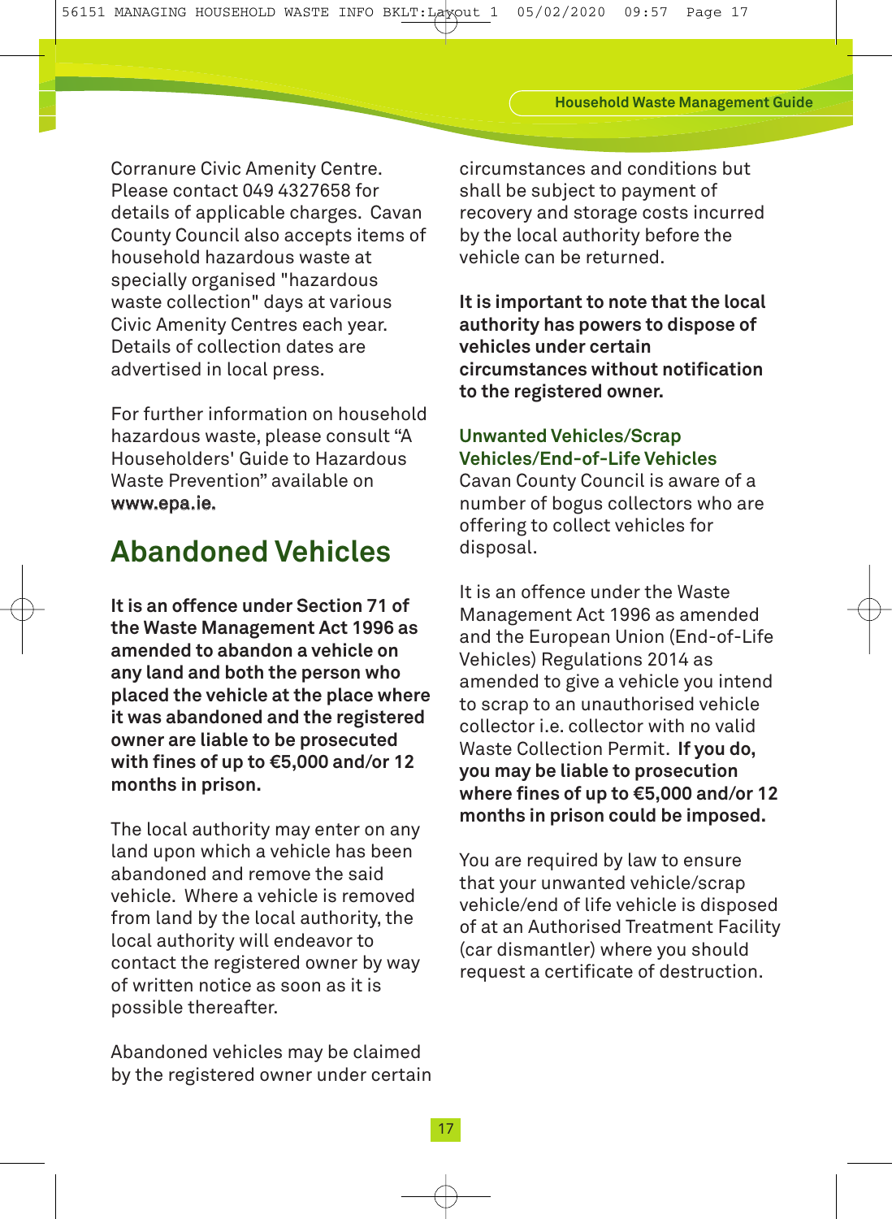Corranure Civic Amenity Centre. Please contact 049 4327658 for details of applicable charges. Cavan County Council also accepts items of household hazardous waste at specially organised "hazardous waste collection" days at various Civic Amenity Centres each year. Details of collection dates are advertised in local press.

For further information on household hazardous waste, please consult “A Householders' Guide to Hazardous Waste Prevention” available on www.epa.ie.

## Abandoned Vehicles

**It is an offence under Section 71 of the Waste Management Act 1996 as amended to abandon a vehicle on any land and both the person who placed the vehicle at the place where it was abandoned and the registered owner are liable to be prosecuted with fines of up to €5,000 and/or 12 months in prison.**

The local authority may enter on any land upon which a vehicle has been abandoned and remove the said vehicle. Where a vehicle is removed from land by the local authority, the local authority will endeavor to contact the registered owner by way of written notice as soon as it is possible thereafter.

Abandoned vehicles may be claimed by the registered owner under certain circumstances and conditions but shall be subject to payment of recovery and storage costs incurred by the local authority before the vehicle can be returned.

**It is important to note that the local authority has powers to dispose of vehicles under certain circumstances without notification to the registered owner.**

### Unwanted Vehicles/Scrap Vehicles/End-of-Life Vehicles

Cavan County Council is aware of a number of bogus collectors who are offering to collect vehicles for disposal.

It is an offence under the Waste Management Act 1996 as amended and the European Union (End-of-Life Vehicles) Regulations 2014 as amended to give a vehicle you intend to scrap to an unauthorised vehicle collector i.e. collector with no valid Waste Collection Permit. **If you do, you may be liable to prosecution where fines of up to €5,000 and/or 12 months in prison could be imposed.**

You are required by law to ensure that your unwanted vehicle/scrap vehicle/end of life vehicle is disposed of at an Authorised Treatment Facility (car dismantler) where you should request a certificate of destruction.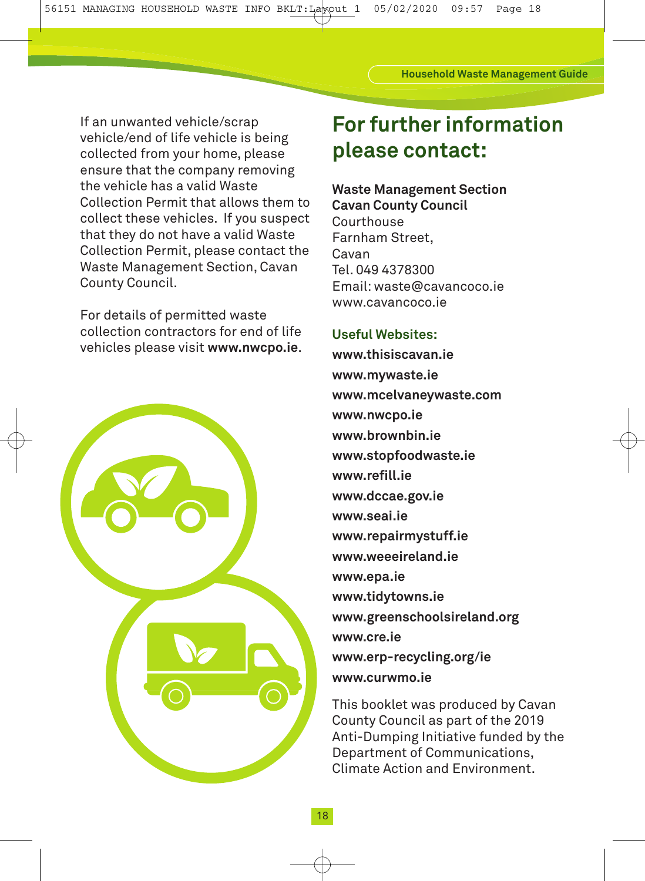If an unwanted vehicle/scrap vehicle/end of life vehicle is being collected from your home, please ensure that the company removing the vehicle has a valid Waste Collection Permit that allows them to collect these vehicles. If you suspect that they do not have a valid Waste Collection Permit, please contact the Waste Management Section, Cavan County Council.

For details of permitted waste collection contractors for end of life vehicles please visit **www.nwcpo.ie**.

# For further information please contact:

**Waste Management Section**
**Cavan County Council**
Courthouse
Farnham Street,
Cavan
Tel. 049 4378300
Email: waste@cavancoco.ie
www.cavancoco.ie

### Useful Websites:

**www.thisiscavan.ie**
**www.mywaste.ie**
**www.mcelvaneywaste.com**
**www.nwcpo.ie**
**www.brownbin.ie**
**www.stopfoodwaste.ie**
**www.refill.ie**
**www.dccae.gov.ie**
**www.seai.ie**
**www.repairmystuff.ie**
**www.weeeireland.ie**
**www.epa.ie**
**www.tidytowns.ie**
**www.greenschoolsireland.org**
**www.cre.ie**
**www.erp-recycling.org/ie**
**www.curwmo.ie**

This booklet was produced by Cavan County Council as part of the 2019 Anti-Dumping Initiative funded by the Department of Communications, Climate Action and Environment.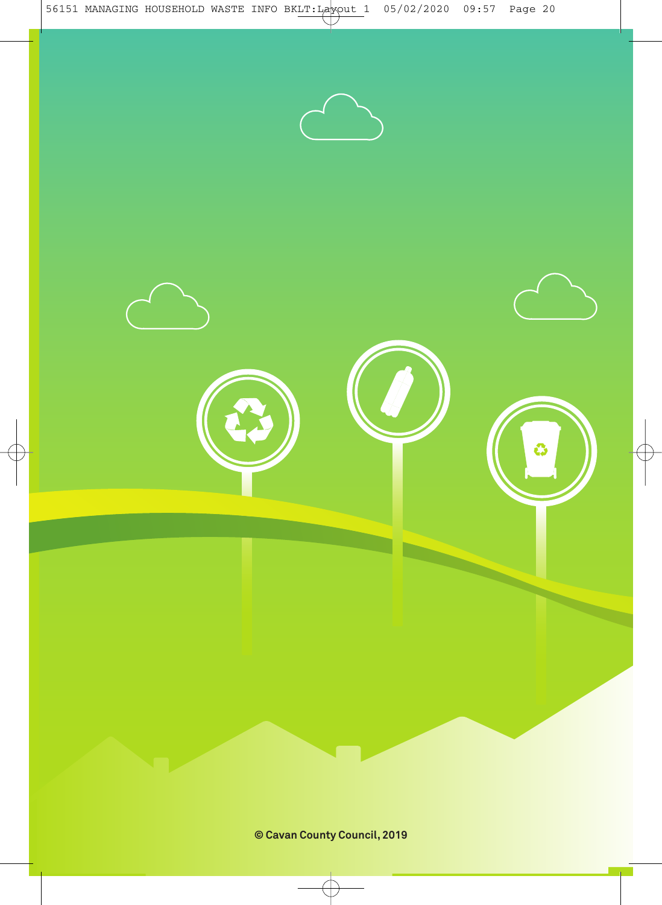© Cavan County Council, 2019